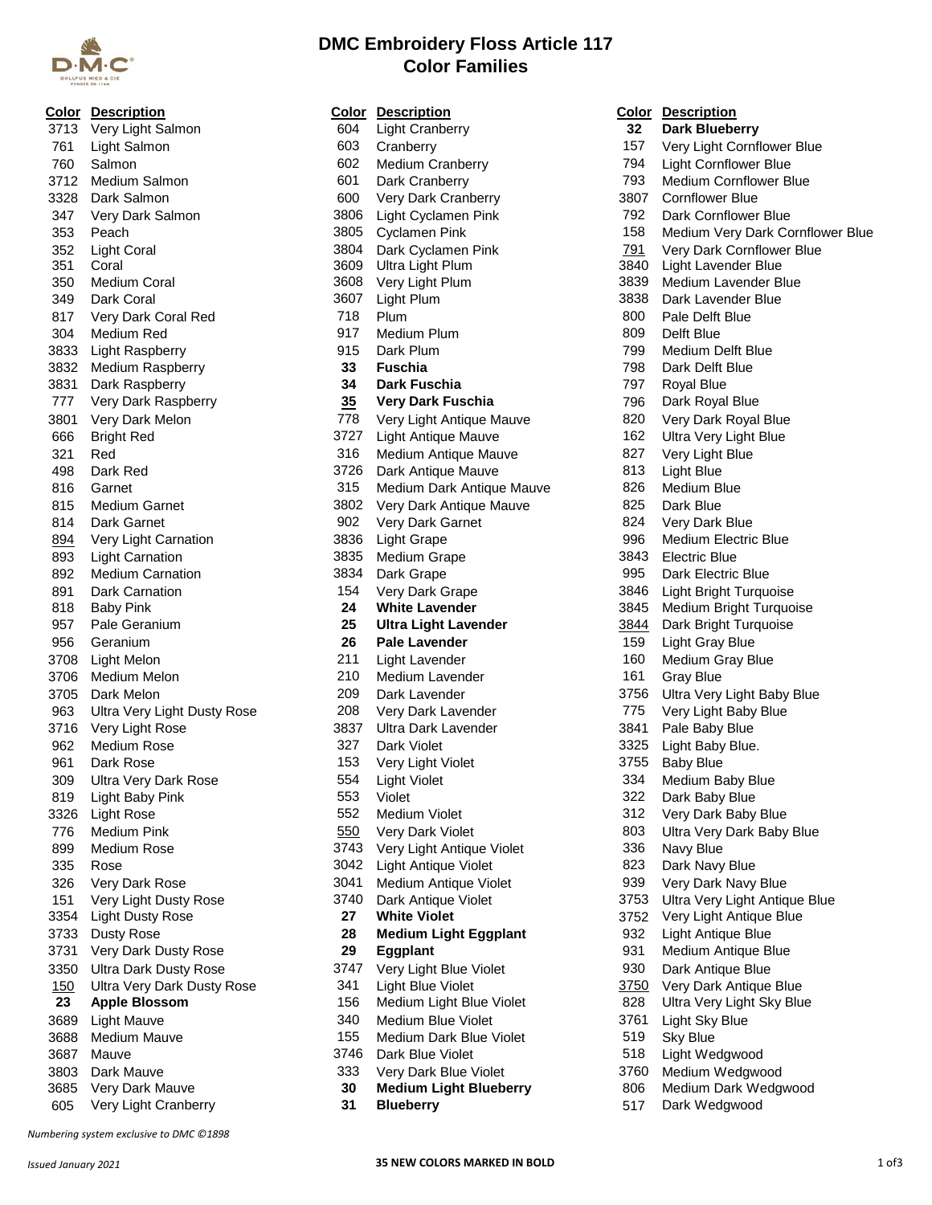# DMC Embroidery Floss Article 117
# Color Families

| Color | Description |
|---|---|
| 3713 | Very Light Salmon |
| 761 | Light Salmon |
| 760 | Salmon |
| 3712 | Medium Salmon |
| 3328 | Dark Salmon |
| 347 | Very Dark Salmon |
| 353 | Peach |
| 352 | Light Coral |
| 351 | Coral |
| 350 | Medium Coral |
| 349 | Dark Coral |
| 817 | Very Dark Coral Red |
| 304 | Medium Red |
| 3833 | Light Raspberry |
| 3832 | Medium Raspberry |
| 3831 | Dark Raspberry |
| 777 | Very Dark Raspberry |
| 3801 | Very Dark Melon |
| 666 | Bright Red |
| 321 | Red |
| 498 | Dark Red |
| 816 | Garnet |
| 815 | Medium Garnet |
| 814 | Dark Garnet |
| 894 | Very Light Carnation |
| 893 | Light Carnation |
| 892 | Medium Carnation |
| 891 | Dark Carnation |
| 818 | Baby Pink |
| 957 | Pale Geranium |
| 956 | Geranium |
| 3708 | Light Melon |
| 3706 | Medium Melon |
| 3705 | Dark Melon |
| 963 | Ultra Very Light Dusty Rose |
| 3716 | Very Light Rose |
| 962 | Medium Rose |
| 961 | Dark Rose |
| 309 | Ultra Very Dark Rose |
| 819 | Light Baby Pink |
| 3326 | Light Rose |
| 776 | Medium Pink |
| 899 | Medium Rose |
| 335 | Rose |
| 326 | Very Dark Rose |
| 151 | Very Light Dusty Rose |
| 3354 | Light Dusty Rose |
| 3733 | Dusty Rose |
| 3731 | Very Dark Dusty Rose |
| 3350 | Ultra Dark Dusty Rose |
| 150 | Ultra Very Dark Dusty Rose |
| **23** | **Apple Blossom** |
| 3689 | Light Mauve |
| 3688 | Medium Mauve |
| 3687 | Mauve |
| 3803 | Dark Mauve |
| 3685 | Very Dark Mauve |
| 605 | Very Light Cranberry |
| 604 | Light Cranberry |
| 603 | Cranberry |
| 602 | Medium Cranberry |
| 601 | Dark Cranberry |
| 600 | Very Dark Cranberry |
| 3806 | Light Cyclamen Pink |
| 3805 | Cyclamen Pink |
| 3804 | Dark Cyclamen Pink |
| 3609 | Ultra Light Plum |
| 3608 | Very Light Plum |
| 3607 | Light Plum |
| 718 | Plum |
| 917 | Medium Plum |
| 915 | Dark Plum |
| **33** | **Fuschia** |
| **34** | **Dark Fuschia** |
| **35** | **Very Dark Fuschia** |
| 778 | Very Light Antique Mauve |
| 3727 | Light Antique Mauve |
| 316 | Medium Antique Mauve |
| 3726 | Dark Antique Mauve |
| 315 | Medium Dark Antique Mauve |
| 3802 | Very Dark Antique Mauve |
| 902 | Very Dark Garnet |
| 3836 | Light Grape |
| 3835 | Medium Grape |
| 3834 | Dark Grape |
| 154 | Very Dark Grape |
| **24** | **White Lavender** |
| **25** | **Ultra Light Lavender** |
| **26** | **Pale Lavender** |
| 211 | Light Lavender |
| 210 | Medium Lavender |
| 209 | Dark Lavender |
| 208 | Very Dark Lavender |
| 3837 | Ultra Dark Lavender |
| 327 | Dark Violet |
| 153 | Very Light Violet |
| 554 | Light Violet |
| 553 | Violet |
| 552 | Medium Violet |
| 550 | Very Dark Violet |
| 3743 | Very Light Antique Violet |
| 3042 | Light Antique Violet |
| 3041 | Medium Antique Violet |
| 3740 | Dark Antique Violet |
| **27** | **White Violet** |
| **28** | **Medium Light Eggplant** |
| **29** | **Eggplant** |
| 3747 | Very Light Blue Violet |
| 341 | Light Blue Violet |
| 156 | Medium Light Blue Violet |
| 340 | Medium Blue Violet |
| 155 | Medium Dark Blue Violet |
| 3746 | Dark Blue Violet |
| 333 | Very Dark Blue Violet |
| **30** | **Medium Light Blueberry** |
| **31** | **Blueberry** |
| **32** | **Dark Blueberry** |
| 157 | Very Light Cornflower Blue |
| 794 | Light Cornflower Blue |
| 793 | Medium Cornflower Blue |
| 3807 | Cornflower Blue |
| 792 | Dark Cornflower Blue |
| 158 | Medium Very Dark Cornflower Blue |
| 791 | Very Dark Cornflower Blue |
| 3840 | Light Lavender Blue |
| 3839 | Medium Lavender Blue |
| 3838 | Dark Lavender Blue |
| 800 | Pale Delft Blue |
| 809 | Delft Blue |
| 799 | Medium Delft Blue |
| 798 | Dark Delft Blue |
| 797 | Royal Blue |
| 796 | Dark Royal Blue |
| 820 | Very Dark Royal Blue |
| 162 | Ultra Very Light Blue |
| 827 | Very Light Blue |
| 813 | Light Blue |
| 826 | Medium Blue |
| 825 | Dark Blue |
| 824 | Very Dark Blue |
| 996 | Medium Electric Blue |
| 3843 | Electric Blue |
| 995 | Dark Electric Blue |
| 3846 | Light Bright Turquoise |
| 3845 | Medium Bright Turquoise |
| 3844 | Dark Bright Turquoise |
| 159 | Light Gray Blue |
| 160 | Medium Gray Blue |
| 161 | Gray Blue |
| 3756 | Ultra Very Light Baby Blue |
| 775 | Very Light Baby Blue |
| 3841 | Pale Baby Blue |
| 3325 | Light Baby Blue. |
| 3755 | Baby Blue |
| 334 | Medium Baby Blue |
| 322 | Dark Baby Blue |
| 312 | Very Dark Baby Blue |
| 803 | Ultra Very Dark Baby Blue |
| 336 | Navy Blue |
| 823 | Dark Navy Blue |
| 939 | Very Dark Navy Blue |
| 3753 | Ultra Very Light Antique Blue |
| 3752 | Very Light Antique Blue |
| 932 | Light Antique Blue |
| 931 | Medium Antique Blue |
| 930 | Dark Antique Blue |
| 3750 | Very Dark Antique Blue |
| 828 | Ultra Very Light Sky Blue |
| 3761 | Light Sky Blue |
| 519 | Sky Blue |
| 518 | Light Wedgwood |
| 3760 | Medium Wedgwood |
| 806 | Medium Dark Wedgwood |
| 517 | Dark Wedgwood |

*Numbering system exclusive to DMC ©1898*

*Issued January 2021*

**35 NEW COLORS MARKED IN BOLD**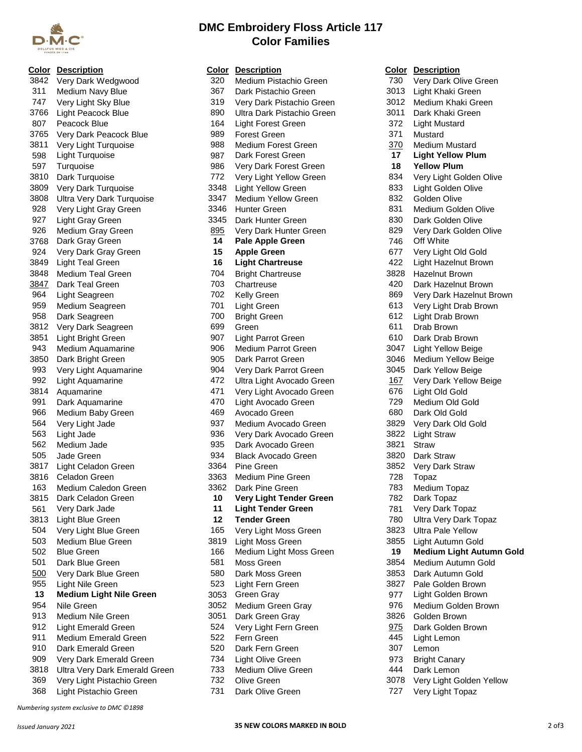# DMC Embroidery Floss Article 117
## Color Families

| Color | Description |
|---|---|
| 3842 | Very Dark Wedgwood |
| 311 | Medium Navy Blue |
| 747 | Very Light Sky Blue |
| 3766 | Light Peacock Blue |
| 807 | Peacock Blue |
| 3765 | Very Dark Peacock Blue |
| 3811 | Very Light Turquoise |
| 598 | Light Turquoise |
| 597 | Turquoise |
| 3810 | Dark Turquoise |
| 3809 | Very Dark Turquoise |
| 3808 | Ultra Very Dark Turquoise |
| 928 | Very Light Gray Green |
| 927 | Light Gray Green |
| 926 | Medium Gray Green |
| 3768 | Dark Gray Green |
| 924 | Very Dark Gray Green |
| 3849 | Light Teal Green |
| 3848 | Medium Teal Green |
| 3847 | Dark Teal Green |
| 964 | Light Seagreen |
| 959 | Medium Seagreen |
| 958 | Dark Seagreen |
| 3812 | Very Dark Seagreen |
| 3851 | Light Bright Green |
| 943 | Medium Aquamarine |
| 3850 | Dark Bright Green |
| 993 | Very Light Aquamarine |
| 992 | Light Aquamarine |
| 3814 | Aquamarine |
| 991 | Dark Aquamarine |
| 966 | Medium Baby Green |
| 564 | Very Light Jade |
| 563 | Light Jade |
| 562 | Medium Jade |
| 505 | Jade Green |
| 3817 | Light Celadon Green |
| 3816 | Celadon Green |
| 163 | Medium Caledon Green |
| 3815 | Dark Celadon Green |
| 561 | Very Dark Jade |
| 3813 | Light Blue Green |
| 504 | Very Light Blue Green |
| 503 | Medium Blue Green |
| 502 | Blue Green |
| 501 | Dark Blue Green |
| 500 | Very Dark Blue Green |
| 955 | Light Nile Green |
| **13** | **Medium Light Nile Green** |
| 954 | Nile Green |
| 913 | Medium Nile Green |
| 912 | Light Emerald Green |
| 911 | Medium Emerald Green |
| 910 | Dark Emerald Green |
| 909 | Very Dark Emerald Green |
| 3818 | Ultra Very Dark Emerald Green |
| 369 | Very Light Pistachio Green |
| 368 | Light Pistachio Green |
| 320 | Medium Pistachio Green |
| 367 | Dark Pistachio Green |
| 319 | Very Dark Pistachio Green |
| 890 | Ultra Dark Pistachio Green |
| 164 | Light Forest Green |
| 989 | Forest Green |
| 988 | Medium Forest Green |
| 987 | Dark Forest Green |
| 986 | Very Dark Forest Green |
| 772 | Very Light Yellow Green |
| 3348 | Light Yellow Green |
| 3347 | Medium Yellow Green |
| 3346 | Hunter Green |
| 3345 | Dark Hunter Green |
| 895 | Very Dark Hunter Green |
| **14** | **Pale Apple Green** |
| **15** | **Apple Green** |
| **16** | **Light Chartreuse** |
| 704 | Bright Chartreuse |
| 703 | Chartreuse |
| 702 | Kelly Green |
| 701 | Light Green |
| 700 | Bright Green |
| 699 | Green |
| 907 | Light Parrot Green |
| 906 | Medium Parrot Green |
| 905 | Dark Parrot Green |
| 904 | Very Dark Parrot Green |
| 472 | Ultra Light Avocado Green |
| 471 | Very Light Avocado Green |
| 470 | Light Avocado Green |
| 469 | Avocado Green |
| 937 | Medium Avocado Green |
| 936 | Very Dark Avocado Green |
| 935 | Dark Avocado Green |
| 934 | Black Avocado Green |
| 3364 | Pine Green |
| 3363 | Medium Pine Green |
| 3362 | Dark Pine Green |
| **10** | **Very Light Tender Green** |
| **11** | **Light Tender Green** |
| **12** | **Tender Green** |
| 165 | Very Light Moss Green |
| 3819 | Light Moss Green |
| 166 | Medium Light Moss Green |
| 581 | Moss Green |
| 580 | Dark Moss Green |
| 523 | Light Fern Green |
| 3053 | Green Gray |
| 3052 | Medium Green Gray |
| 3051 | Dark Green Gray |
| 524 | Very Light Fern Green |
| 522 | Fern Green |
| 520 | Dark Fern Green |
| 734 | Light Olive Green |
| 733 | Medium Olive Green |
| 732 | Olive Green |
| 731 | Dark Olive Green |
| 730 | Very Dark Olive Green |
| 3013 | Light Khaki Green |
| 3012 | Medium Khaki Green |
| 3011 | Dark Khaki Green |
| 372 | Light Mustard |
| 371 | Mustard |
| 370 | Medium Mustard |
| **17** | **Light Yellow Plum** |
| **18** | **Yellow Plum** |
| 834 | Very Light Golden Olive |
| 833 | Light Golden Olive |
| 832 | Golden Olive |
| 831 | Medium Golden Olive |
| 830 | Dark Golden Olive |
| 829 | Very Dark Golden Olive |
| 746 | Off White |
| 677 | Very Light Old Gold |
| 422 | Light Hazelnut Brown |
| 3828 | Hazelnut Brown |
| 420 | Dark Hazelnut Brown |
| 869 | Very Dark Hazelnut Brown |
| 613 | Very Light Drab Brown |
| 612 | Light Drab Brown |
| 611 | Drab Brown |
| 610 | Dark Drab Brown |
| 3047 | Light Yellow Beige |
| 3046 | Medium Yellow Beige |
| 3045 | Dark Yellow Beige |
| 167 | Very Dark Yellow Beige |
| 676 | Light Old Gold |
| 729 | Medium Old Gold |
| 680 | Dark Old Gold |
| 3829 | Very Dark Old Gold |
| 3822 | Light Straw |
| 3821 | Straw |
| 3820 | Dark Straw |
| 3852 | Very Dark Straw |
| 728 | Topaz |
| 783 | Medium Topaz |
| 782 | Dark Topaz |
| 781 | Very Dark Topaz |
| 780 | Ultra Very Dark Topaz |
| 3823 | Ultra Pale Yellow |
| 3855 | Light Autumn Gold |
| **19** | **Medium Light Autumn Gold** |
| 3854 | Medium Autumn Gold |
| 3853 | Dark Autumn Gold |
| 3827 | Pale Golden Brown |
| 977 | Light Golden Brown |
| 976 | Medium Golden Brown |
| 3826 | Golden Brown |
| 975 | Dark Golden Brown |
| 445 | Light Lemon |
| 307 | Lemon |
| 973 | Bright Canary |
| 444 | Dark Lemon |
| 3078 | Very Light Golden Yellow |
| 727 | Very Light Topaz |

*Numbering system exclusive to DMC ©1898*

*Issued January 2021*

**35 NEW COLORS MARKED IN BOLD**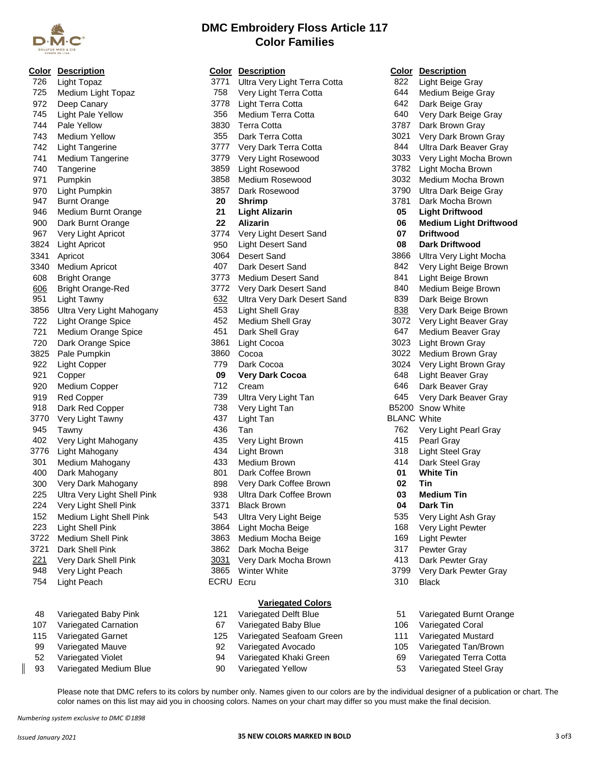# DMC Embroidery Floss Article 117
## Color Families

| Color | Description |
| --- | --- |
| 726 | Light Topaz |
| 725 | Medium Light Topaz |
| 972 | Deep Canary |
| 745 | Light Pale Yellow |
| 744 | Pale Yellow |
| 743 | Medium Yellow |
| 742 | Light Tangerine |
| 741 | Medium Tangerine |
| 740 | Tangerine |
| 971 | Pumpkin |
| 970 | Light Pumpkin |
| 947 | Burnt Orange |
| 946 | Medium Burnt Orange |
| 900 | Dark Burnt Orange |
| 967 | Very Light Apricot |
| 3824 | Light Apricot |
| 3341 | Apricot |
| 3340 | Medium Apricot |
| 608 | Bright Orange |
| 606 | Bright Orange-Red |
| 951 | Light Tawny |
| 3856 | Ultra Very Light Mahogany |
| 722 | Light Orange Spice |
| 721 | Medium Orange Spice |
| 720 | Dark Orange Spice |
| 3825 | Pale Pumpkin |
| 922 | Light Copper |
| 921 | Copper |
| 920 | Medium Copper |
| 919 | Red Copper |
| 918 | Dark Red Copper |
| 3770 | Very Light Tawny |
| 945 | Tawny |
| 402 | Very Light Mahogany |
| 3776 | Light Mahogany |
| 301 | Medium Mahogany |
| 400 | Dark Mahogany |
| 300 | Very Dark Mahogany |
| 225 | Ultra Very Light Shell Pink |
| 224 | Very Light Shell Pink |
| 152 | Medium Light Shell Pink |
| 223 | Light Shell Pink |
| 3722 | Medium Shell Pink |
| 3721 | Dark Shell Pink |
| 221 | Very Dark Shell Pink |
| 948 | Very Light Peach |
| 754 | Light Peach |
| 3771 | Ultra Very Light Terra Cotta |
| 758 | Very Light Terra Cotta |
| 3778 | Light Terra Cotta |
| 356 | Medium Terra Cotta |
| 3830 | Terra Cotta |
| 355 | Dark Terra Cotta |
| 3777 | Very Dark Terra Cotta |
| 3779 | Very Light Rosewood |
| 3859 | Light Rosewood |
| 3858 | Medium Rosewood |
| 3857 | Dark Rosewood |
| **20** | **Shrimp** |
| **21** | **Light Alizarin** |
| **22** | **Alizarin** |
| 3774 | Very Light Desert Sand |
| 950 | Light Desert Sand |
| 3064 | Desert Sand |
| 407 | Dark Desert Sand |
| 3773 | Medium Desert Sand |
| 3772 | Very Dark Desert Sand |
| 632 | Ultra Very Dark Desert Sand |
| 453 | Light Shell Gray |
| 452 | Medium Shell Gray |
| 451 | Dark Shell Gray |
| 3861 | Light Cocoa |
| 3860 | Cocoa |
| 779 | Dark Cocoa |
| **09** | **Very Dark Cocoa** |
| 712 | Cream |
| 739 | Ultra Very Light Tan |
| 738 | Very Light Tan |
| 437 | Light Tan |
| 436 | Tan |
| 435 | Very Light Brown |
| 434 | Light Brown |
| 433 | Medium Brown |
| 801 | Dark Coffee Brown |
| 898 | Very Dark Coffee Brown |
| 938 | Ultra Dark Coffee Brown |
| 3371 | Black Brown |
| 543 | Ultra Very Light Beige |
| 3864 | Light Mocha Beige |
| 3863 | Medium Mocha Beige |
| 3862 | Dark Mocha Beige |
| 3031 | Very Dark Mocha Brown |
| 3865 | Winter White |
| ECRU | Ecru |
| 822 | Light Beige Gray |
| 644 | Medium Beige Gray |
| 642 | Dark Beige Gray |
| 640 | Very Dark Beige Gray |
| 3787 | Dark Brown Gray |
| 3021 | Very Dark Brown Gray |
| 844 | Ultra Dark Beaver Gray |
| 3033 | Very Light Mocha Brown |
| 3782 | Light Mocha Brown |
| 3032 | Medium Mocha Brown |
| 3790 | Ultra Dark Beige Gray |
| 3781 | Dark Mocha Brown |
| **05** | **Light Driftwood** |
| **06** | **Medium Light Driftwood** |
| **07** | **Driftwood** |
| **08** | **Dark Driftwood** |
| 3866 | Ultra Very Light Mocha |
| 842 | Very Light Beige Brown |
| 841 | Light Beige Brown |
| 840 | Medium Beige Brown |
| 839 | Dark Beige Brown |
| 838 | Very Dark Beige Brown |
| 3072 | Very Light Beaver Gray |
| 647 | Medium Beaver Gray |
| 3023 | Light Brown Gray |
| 3022 | Medium Brown Gray |
| 3024 | Very Light Brown Gray |
| 648 | Light Beaver Gray |
| 646 | Dark Beaver Gray |
| 645 | Very Dark Beaver Gray |
| B5200 | Snow White |
| BLANC | White |
| 762 | Very Light Pearl Gray |
| 415 | Pearl Gray |
| 318 | Light Steel Gray |
| 414 | Dark Steel Gray |
| **01** | **White Tin** |
| **02** | **Tin** |
| **03** | **Medium Tin** |
| **04** | **Dark Tin** |
| 535 | Very Light Ash Gray |
| 168 | Very Light Pewter |
| 169 | Light Pewter |
| 317 | Pewter Gray |
| 413 | Dark Pewter Gray |
| 3799 | Very Dark Pewter Gray |
| 310 | Black |

### Variegated Colors

| Color | Description |
| --- | --- |
| 48 | Variegated Baby Pink |
| 107 | Variegated Carnation |
| 115 | Variegated Garnet |
| 99 | Variegated Mauve |
| 52 | Variegated Violet |
| 93 | Variegated Medium Blue |
| 121 | Variegated Delft Blue |
| 67 | Variegated Baby Blue |
| 125 | Variegated Seafoam Green |
| 92 | Variegated Avocado |
| 94 | Variegated Khaki Green |
| 90 | Variegated Yellow |
| 51 | Variegated Burnt Orange |
| 106 | Variegated Coral |
| 111 | Variegated Mustard |
| 105 | Variegated Tan/Brown |
| 69 | Variegated Terra Cotta |
| 53 | Variegated Steel Gray |

Please note that DMC refers to its colors by number only. Names given to our colors are by the individual designer of a publication or chart. The color names on this list may aid you in choosing colors. Names on your chart may differ so you must make the final decision.

*Numbering system exclusive to DMC ©1898*

*Issued January 2021*

**35 NEW COLORS MARKED IN BOLD**